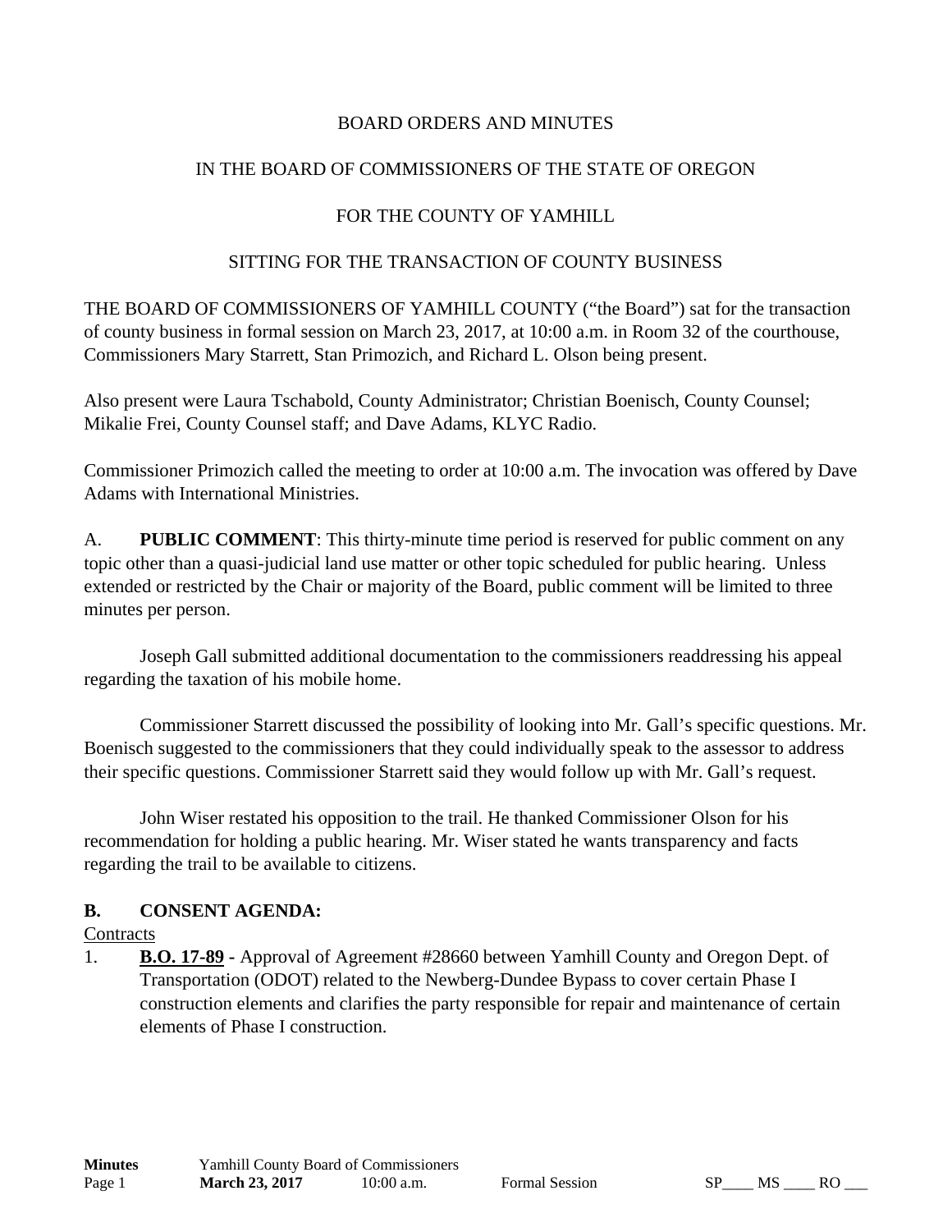BOARD ORDERS AND MINUTES

IN THE BOARD OF COMMISSIONERS OF THE STATE OF OREGON

FOR THE COUNTY OF YAMHILL

SITTING FOR THE TRANSACTION OF COUNTY BUSINESS

THE BOARD OF COMMISSIONERS OF YAMHILL COUNTY ("the Board") sat for the transaction of county business in formal session on March 23, 2017, at 10:00 a.m. in Room 32 of the courthouse, Commissioners Mary Starrett, Stan Primozich, and Richard L. Olson being present.

Also present were Laura Tschabold, County Administrator; Christian Boenisch, County Counsel; Mikalie Frei, County Counsel staff; and Dave Adams, KLYC Radio.

Commissioner Primozich called the meeting to order at 10:00 a.m. The invocation was offered by Dave Adams with International Ministries.

A. **PUBLIC COMMENT**: This thirty-minute time period is reserved for public comment on any topic other than a quasi-judicial land use matter or other topic scheduled for public hearing. Unless extended or restricted by the Chair or majority of the Board, public comment will be limited to three minutes per person.

Joseph Gall submitted additional documentation to the commissioners readdressing his appeal regarding the taxation of his mobile home.

Commissioner Starrett discussed the possibility of looking into Mr. Gall's specific questions. Mr. Boenisch suggested to the commissioners that they could individually speak to the assessor to address their specific questions. Commissioner Starrett said they would follow up with Mr. Gall's request.

John Wiser restated his opposition to the trail. He thanked Commissioner Olson for his recommendation for holding a public hearing. Mr. Wiser stated he wants transparency and facts regarding the trail to be available to citizens.

## B. CONSENT AGENDA:

Contracts

1. **B.O. 17-89** - Approval of Agreement #28660 between Yamhill County and Oregon Dept. of Transportation (ODOT) related to the Newberg-Dundee Bypass to cover certain Phase I construction elements and clarifies the party responsible for repair and maintenance of certain elements of Phase I construction.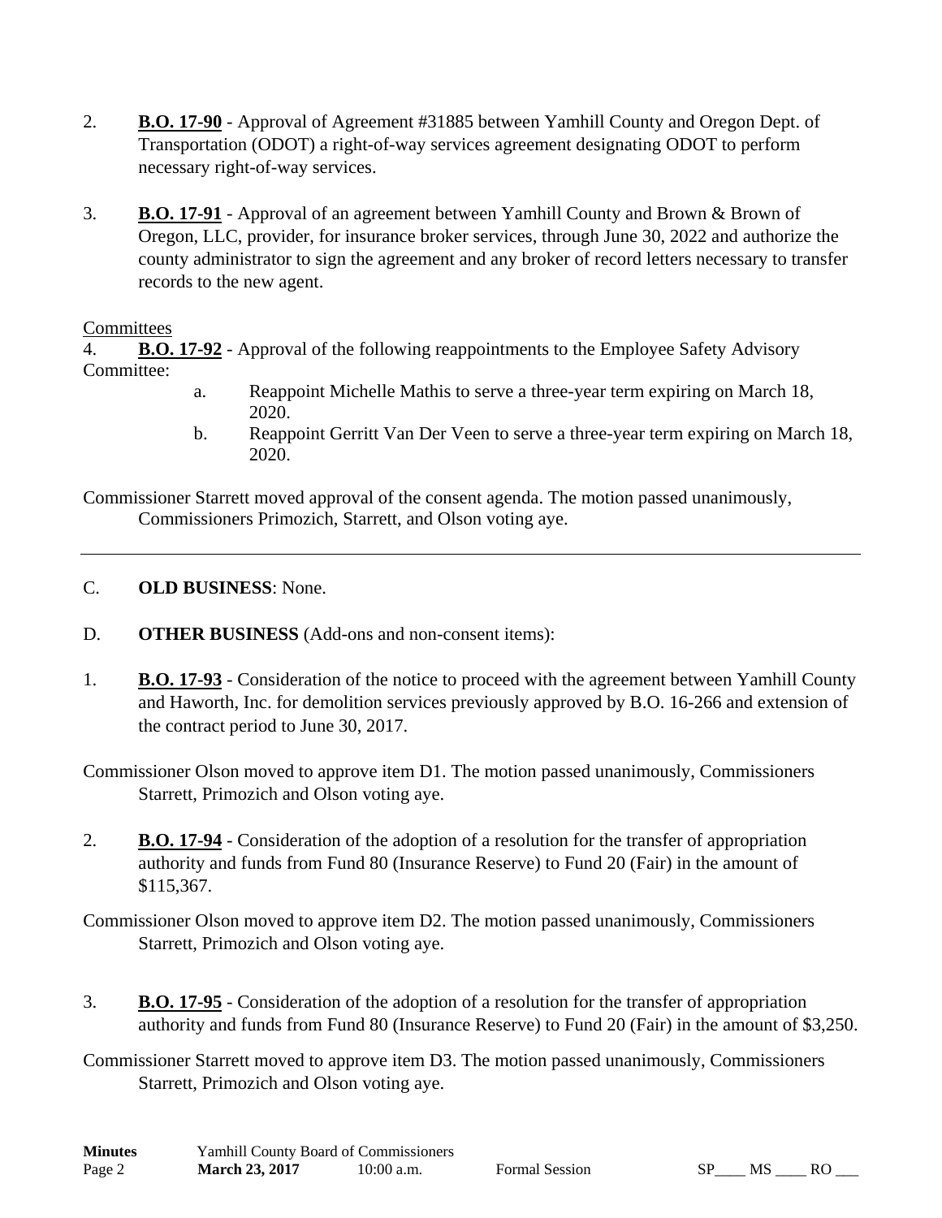2. **B.O. 17-90** - Approval of Agreement #31885 between Yamhill County and Oregon Dept. of Transportation (ODOT) a right-of-way services agreement designating ODOT to perform necessary right-of-way services.

3. **B.O. 17-91** - Approval of an agreement between Yamhill County and Brown & Brown of Oregon, LLC, provider, for insurance broker services, through June 30, 2022 and authorize the county administrator to sign the agreement and any broker of record letters necessary to transfer records to the new agent.

Committees

4. **B.O. 17-92** - Approval of the following reappointments to the Employee Safety Advisory Committee:

   a. Reappoint Michelle Mathis to serve a three-year term expiring on March 18, 2020.

   b. Reappoint Gerritt Van Der Veen to serve a three-year term expiring on March 18, 2020.

Commissioner Starrett moved approval of the consent agenda. The motion passed unanimously, Commissioners Primozich, Starrett, and Olson voting aye.

---

C. **OLD BUSINESS**: None.

D. **OTHER BUSINESS** (Add-ons and non-consent items):

1. **B.O. 17-93** - Consideration of the notice to proceed with the agreement between Yamhill County and Haworth, Inc. for demolition services previously approved by B.O. 16-266 and extension of the contract period to June 30, 2017.

Commissioner Olson moved to approve item D1. The motion passed unanimously, Commissioners Starrett, Primozich and Olson voting aye.

2. **B.O. 17-94** - Consideration of the adoption of a resolution for the transfer of appropriation authority and funds from Fund 80 (Insurance Reserve) to Fund 20 (Fair) in the amount of $115,367.

Commissioner Olson moved to approve item D2. The motion passed unanimously, Commissioners Starrett, Primozich and Olson voting aye.

3. **B.O. 17-95** - Consideration of the adoption of a resolution for the transfer of appropriation authority and funds from Fund 80 (Insurance Reserve) to Fund 20 (Fair) in the amount of $3,250.

Commissioner Starrett moved to approve item D3. The motion passed unanimously, Commissioners Starrett, Primozich and Olson voting aye.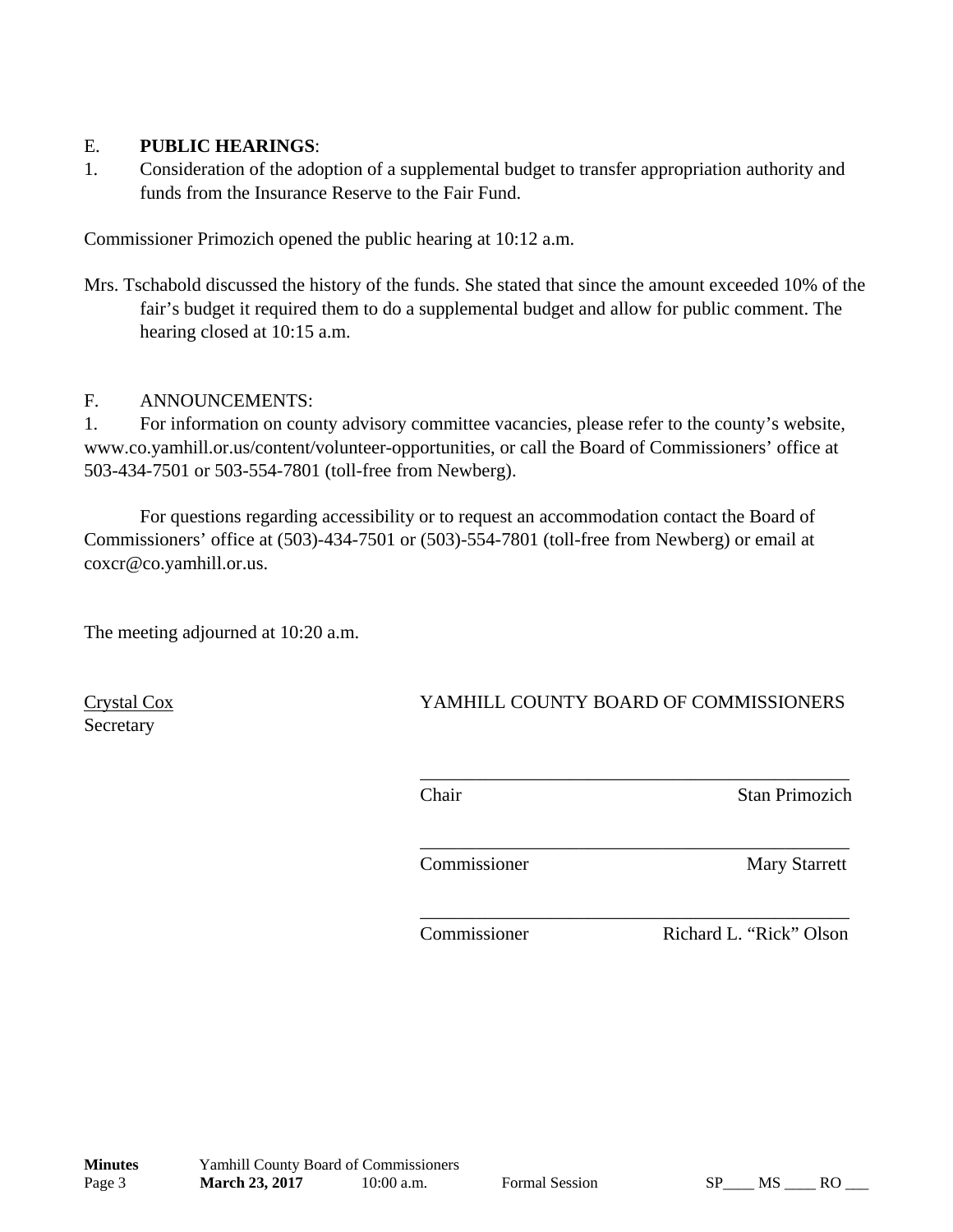E. **PUBLIC HEARINGS**:

1. Consideration of the adoption of a supplemental budget to transfer appropriation authority and funds from the Insurance Reserve to the Fair Fund.

Commissioner Primozich opened the public hearing at 10:12 a.m.

Mrs. Tschabold discussed the history of the funds. She stated that since the amount exceeded 10% of the fair's budget it required them to do a supplemental budget and allow for public comment. The hearing closed at 10:15 a.m.

F. ANNOUNCEMENTS:

1. For information on county advisory committee vacancies, please refer to the county's website, www.co.yamhill.or.us/content/volunteer-opportunities, or call the Board of Commissioners' office at 503-434-7501 or 503-554-7801 (toll-free from Newberg).

For questions regarding accessibility or to request an accommodation contact the Board of Commissioners' office at (503)-434-7501 or (503)-554-7801 (toll-free from Newberg) or email at coxcr@co.yamhill.or.us.

The meeting adjourned at 10:20 a.m.

Crystal Cox
Secretary

YAMHILL COUNTY BOARD OF COMMISSIONERS

_______________________________________________
Chair Stan Primozich

_______________________________________________
Commissioner Mary Starrett

_______________________________________________
Commissioner Richard L. "Rick" Olson